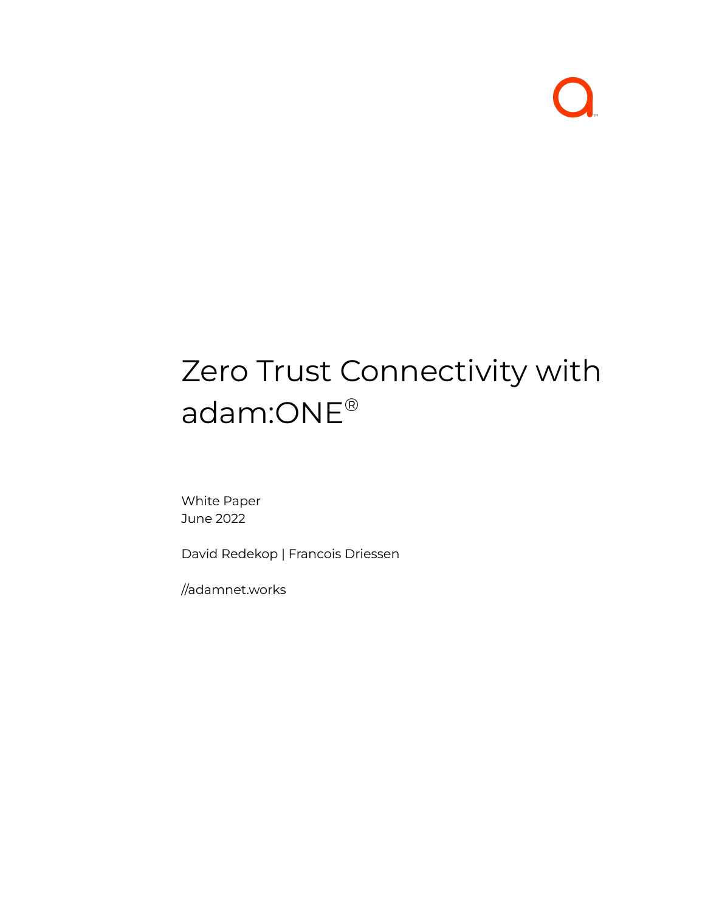# Zero Trust Connectivity with adam:ONE®

White Paper
June 2022

David Redekop | Francois Driessen

//adamnet.works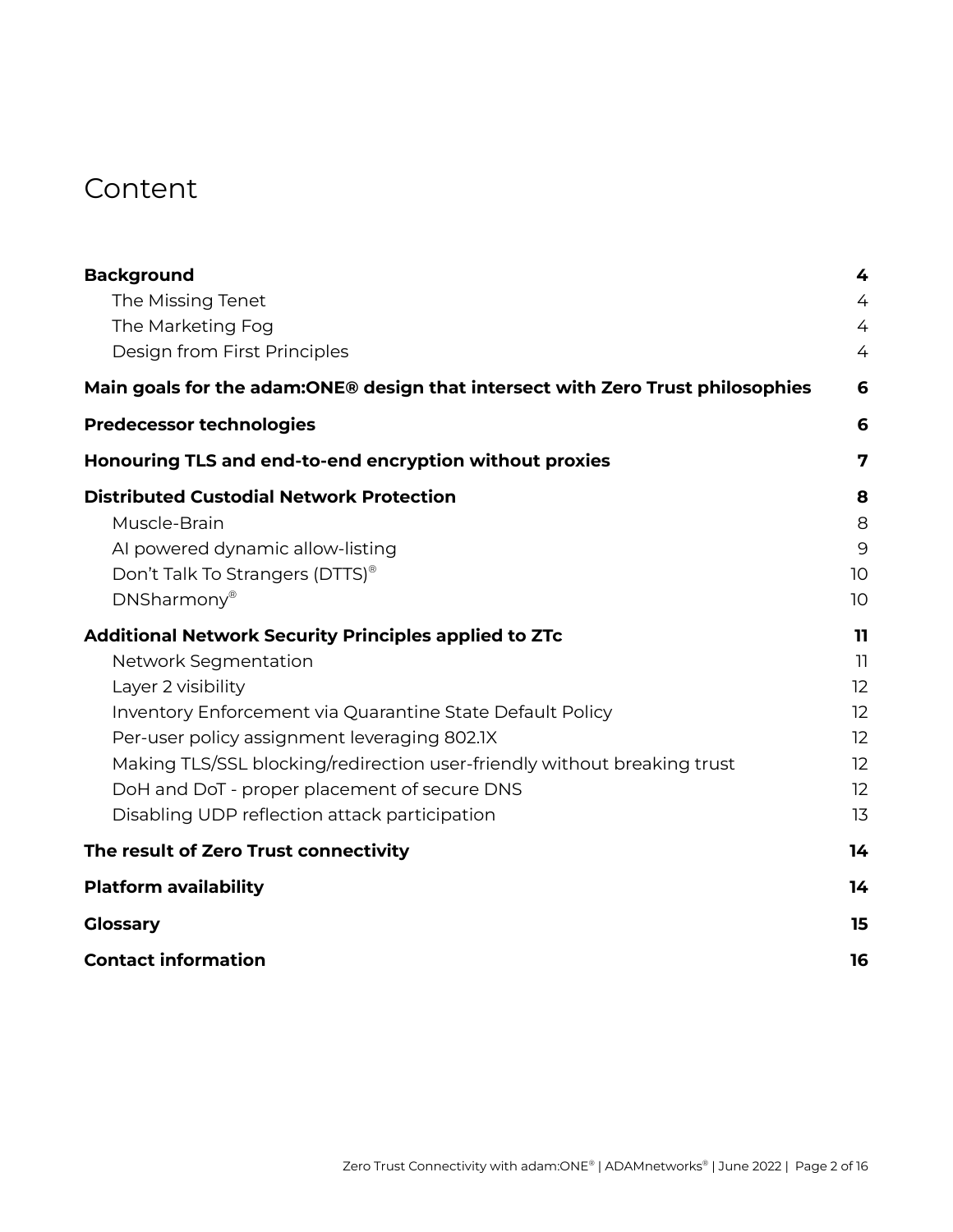# Content

**Background** **4**
- The Missing Tenet 4
- The Marketing Fog 4
- Design from First Principles 4

**Main goals for the adam:ONE® design that intersect with Zero Trust philosophies** **6**

**Predecessor technologies** **6**

**Honouring TLS and end-to-end encryption without proxies** **7**

**Distributed Custodial Network Protection** **8**
- Muscle-Brain 8
- AI powered dynamic allow-listing 9
- Don't Talk To Strangers (DTTS)® 10
- DNSharmony® 10

**Additional Network Security Principles applied to ZTc** **11**
- Network Segmentation 11
- Layer 2 visibility 12
- Inventory Enforcement via Quarantine State Default Policy 12
- Per-user policy assignment leveraging 802.1X 12
- Making TLS/SSL blocking/redirection user-friendly without breaking trust 12
- DoH and DoT - proper placement of secure DNS 12
- Disabling UDP reflection attack participation 13

**The result of Zero Trust connectivity** **14**

**Platform availability** **14**

**Glossary** **15**

**Contact information** **16**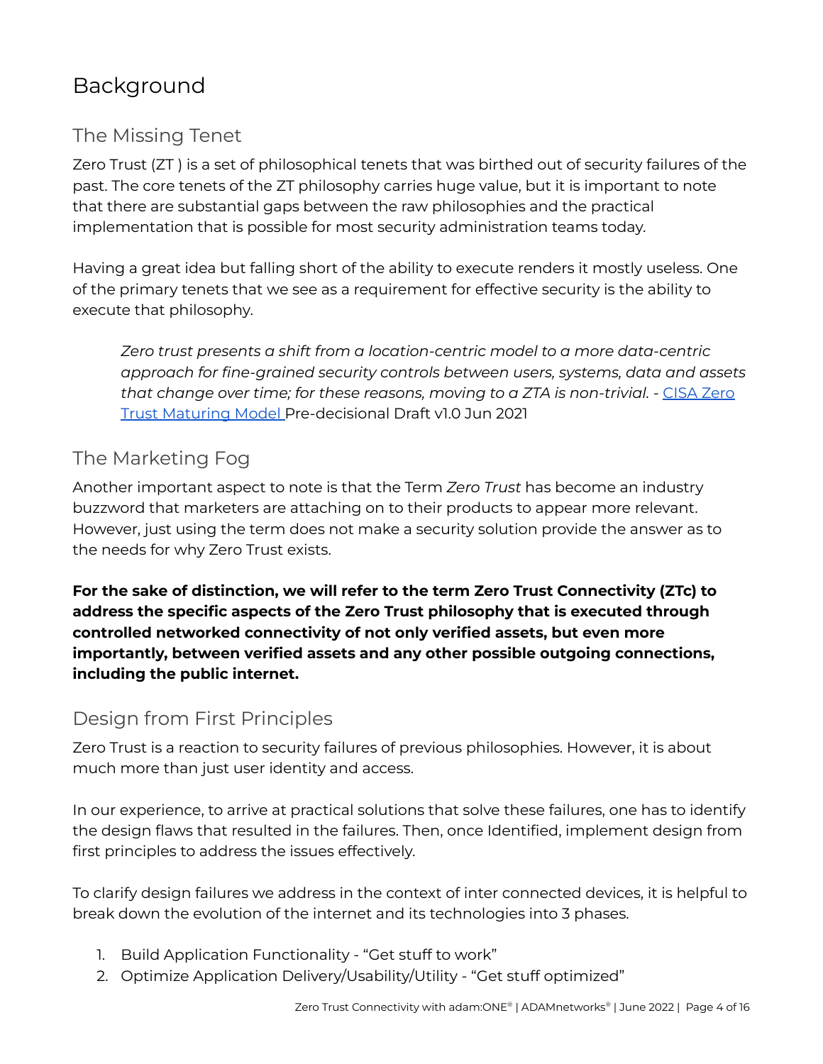# Background

## The Missing Tenet

Zero Trust (ZT ) is a set of philosophical tenets that was birthed out of security failures of the past. The core tenets of the ZT philosophy carries huge value, but it is important to note that there are substantial gaps between the raw philosophies and the practical implementation that is possible for most security administration teams today.

Having a great idea but falling short of the ability to execute renders it mostly useless. One of the primary tenets that we see as a requirement for effective security is the ability to execute that philosophy.

> *Zero trust presents a shift from a location-centric model to a more data-centric approach for fine-grained security controls between users, systems, data and assets that change over time; for these reasons, moving to a ZTA is non-trivial.* - [CISA Zero Trust Maturing Model](https://www.cisa.gov/) Pre-decisional Draft v1.0 Jun 2021

## The Marketing Fog

Another important aspect to note is that the Term *Zero Trust* has become an industry buzzword that marketers are attaching on to their products to appear more relevant. However, just using the term does not make a security solution provide the answer as to the needs for why Zero Trust exists.

**For the sake of distinction, we will refer to the term Zero Trust Connectivity (ZTc) to address the specific aspects of the Zero Trust philosophy that is executed through controlled networked connectivity of not only verified assets, but even more importantly, between verified assets and any other possible outgoing connections, including the public internet.**

## Design from First Principles

Zero Trust is a reaction to security failures of previous philosophies. However, it is about much more than just user identity and access.

In our experience, to arrive at practical solutions that solve these failures, one has to identify the design flaws that resulted in the failures. Then, once Identified, implement design from first principles to address the issues effectively.

To clarify design failures we address in the context of inter connected devices, it is helpful to break down the evolution of the internet and its technologies into 3 phases.

1. Build Application Functionality - "Get stuff to work"
2. Optimize Application Delivery/Usability/Utility - "Get stuff optimized"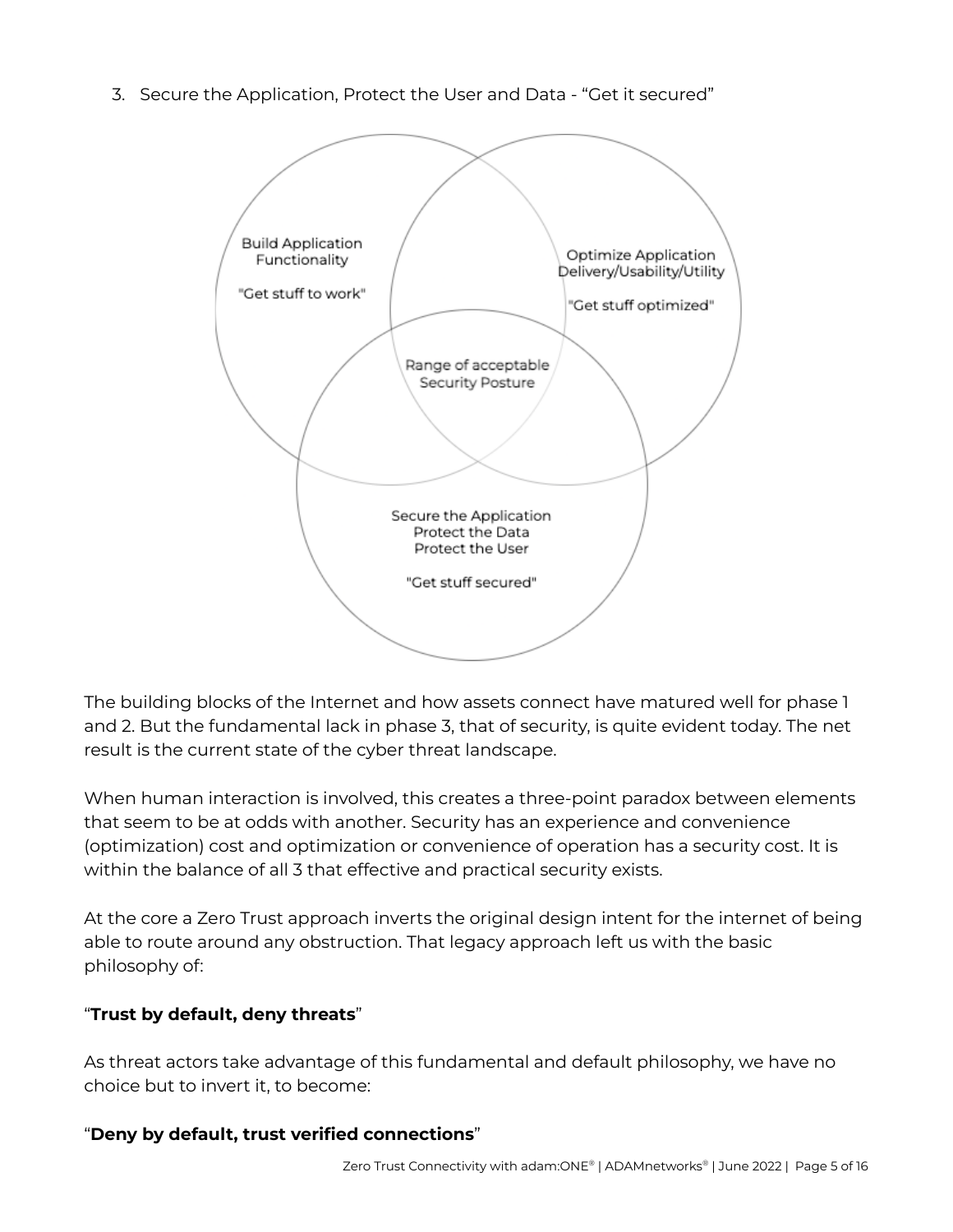3. Secure the Application, Protect the User and Data - "Get it secured"

Build Application Functionality

"Get stuff to work"

Optimize Application Delivery/Usability/Utility

"Get stuff optimized"

Range of acceptable Security Posture

Secure the Application
Protect the Data
Protect the User

"Get stuff secured"

The building blocks of the Internet and how assets connect have matured well for phase 1 and 2. But the fundamental lack in phase 3, that of security, is quite evident today. The net result is the current state of the cyber threat landscape.

When human interaction is involved, this creates a three-point paradox between elements that seem to be at odds with another. Security has an experience and convenience (optimization) cost and optimization or convenience of operation has a security cost. It is within the balance of all 3 that effective and practical security exists.

At the core a Zero Trust approach inverts the original design intent for the internet of being able to route around any obstruction. That legacy approach left us with the basic philosophy of:

"**Trust by default, deny threats**"

As threat actors take advantage of this fundamental and default philosophy, we have no choice but to invert it, to become:

"**Deny by default, trust verified connections**"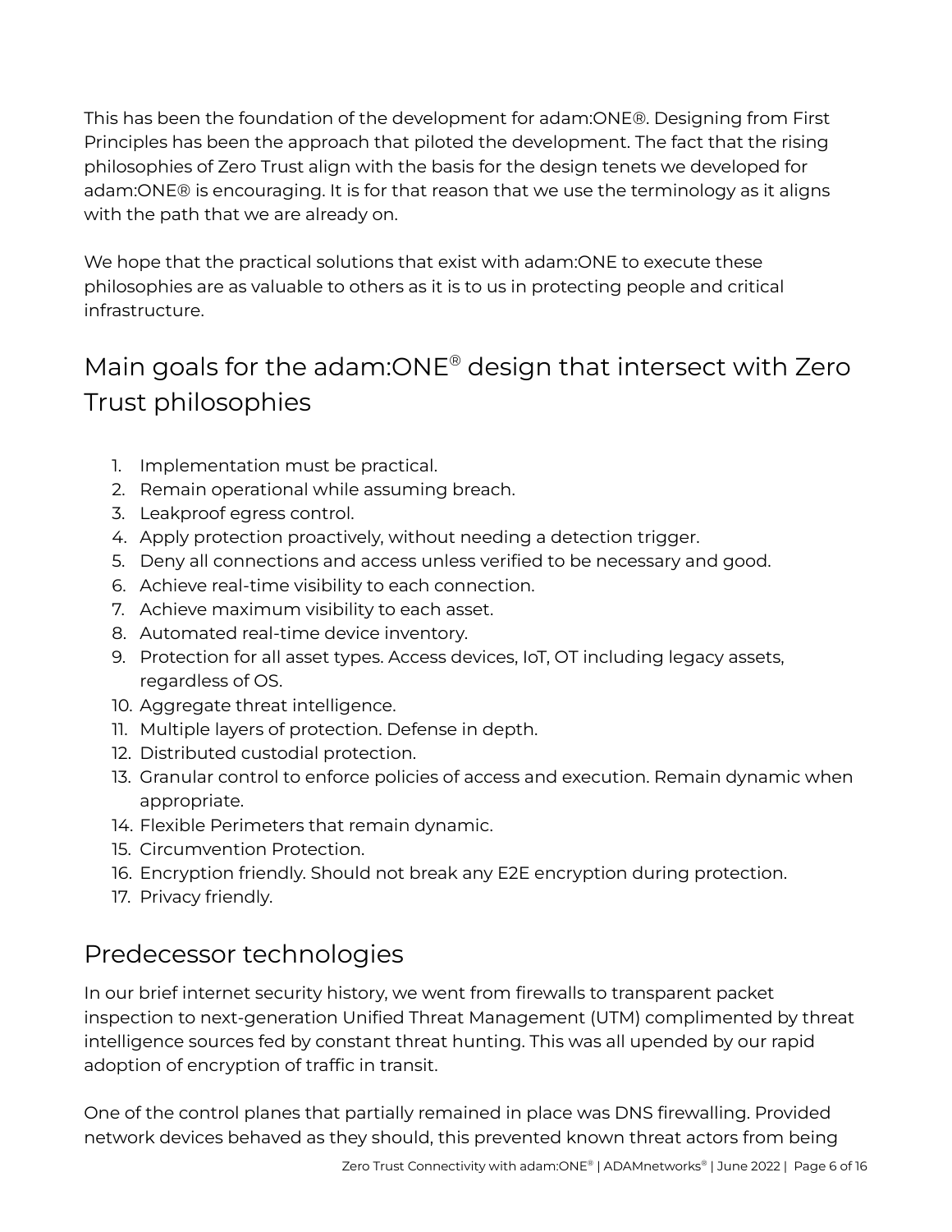This has been the foundation of the development for adam:ONE®. Designing from First Principles has been the approach that piloted the development. The fact that the rising philosophies of Zero Trust align with the basis for the design tenets we developed for adam:ONE® is encouraging. It is for that reason that we use the terminology as it aligns with the path that we are already on.

We hope that the practical solutions that exist with adam:ONE to execute these philosophies are as valuable to others as it is to us in protecting people and critical infrastructure.

## Main goals for the adam:ONE® design that intersect with Zero Trust philosophies

1. Implementation must be practical.
2. Remain operational while assuming breach.
3. Leakproof egress control.
4. Apply protection proactively, without needing a detection trigger.
5. Deny all connections and access unless verified to be necessary and good.
6. Achieve real-time visibility to each connection.
7. Achieve maximum visibility to each asset.
8. Automated real-time device inventory.
9. Protection for all asset types. Access devices, IoT, OT including legacy assets, regardless of OS.
10. Aggregate threat intelligence.
11. Multiple layers of protection. Defense in depth.
12. Distributed custodial protection.
13. Granular control to enforce policies of access and execution. Remain dynamic when appropriate.
14. Flexible Perimeters that remain dynamic.
15. Circumvention Protection.
16. Encryption friendly. Should not break any E2E encryption during protection.
17. Privacy friendly.

## Predecessor technologies

In our brief internet security history, we went from firewalls to transparent packet inspection to next-generation Unified Threat Management (UTM) complimented by threat intelligence sources fed by constant threat hunting. This was all upended by our rapid adoption of encryption of traffic in transit.

One of the control planes that partially remained in place was DNS firewalling. Provided network devices behaved as they should, this prevented known threat actors from being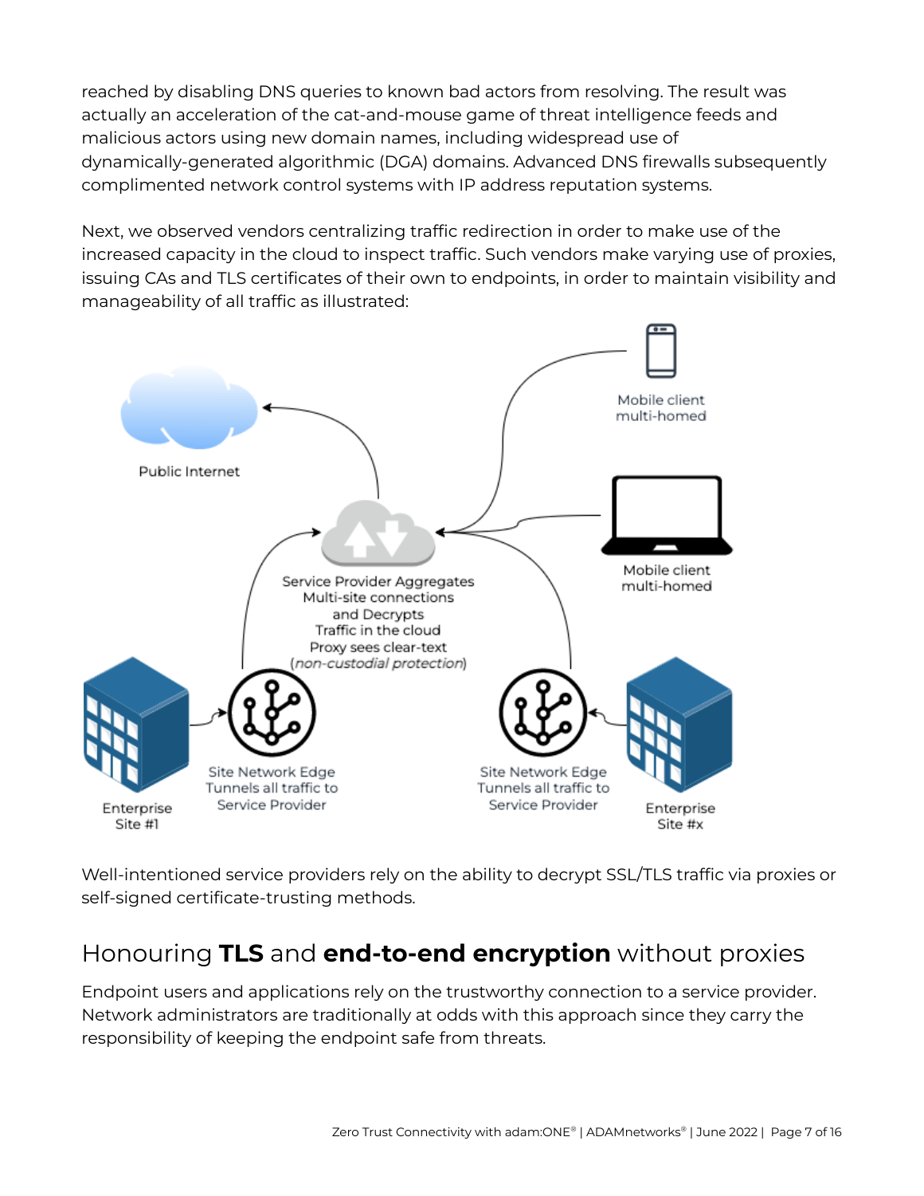reached by disabling DNS queries to known bad actors from resolving. The result was actually an acceleration of the cat-and-mouse game of threat intelligence feeds and malicious actors using new domain names, including widespread use of dynamically-generated algorithmic (DGA) domains. Advanced DNS firewalls subsequently complimented network control systems with IP address reputation systems.

Next, we observed vendors centralizing traffic redirection in order to make use of the increased capacity in the cloud to inspect traffic. Such vendors make varying use of proxies, issuing CAs and TLS certificates of their own to endpoints, in order to maintain visibility and manageability of all traffic as illustrated:

Well-intentioned service providers rely on the ability to decrypt SSL/TLS traffic via proxies or self-signed certificate-trusting methods.

## Honouring **TLS** and **end-to-end encryption** without proxies

Endpoint users and applications rely on the trustworthy connection to a service provider. Network administrators are traditionally at odds with this approach since they carry the responsibility of keeping the endpoint safe from threats.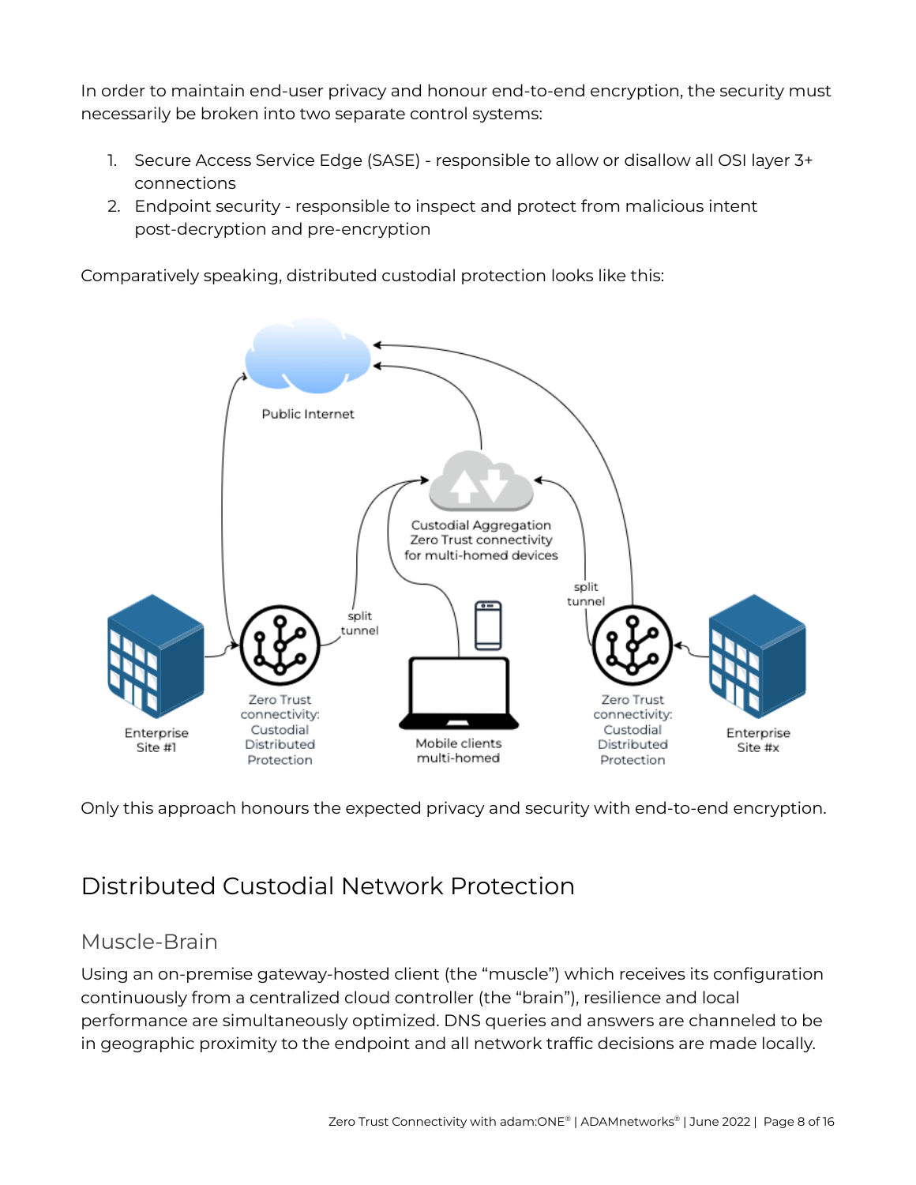In order to maintain end-user privacy and honour end-to-end encryption, the security must necessarily be broken into two separate control systems:

1. Secure Access Service Edge (SASE) - responsible to allow or disallow all OSI layer 3+ connections
2. Endpoint security - responsible to inspect and protect from malicious intent post-decryption and pre-encryption

Comparatively speaking, distributed custodial protection looks like this:

Public Internet

Custodial Aggregation Zero Trust connectivity for multi-homed devices

split tunnel

split tunnel

Enterprise Site #1

Zero Trust connectivity: Custodial Distributed Protection

Mobile clients multi-homed

Zero Trust connectivity: Custodial Distributed Protection

Enterprise Site #x

Only this approach honours the expected privacy and security with end-to-end encryption.

# Distributed Custodial Network Protection

## Muscle-Brain

Using an on-premise gateway-hosted client (the "muscle") which receives its configuration continuously from a centralized cloud controller (the "brain"), resilience and local performance are simultaneously optimized. DNS queries and answers are channeled to be in geographic proximity to the endpoint and all network traffic decisions are made locally.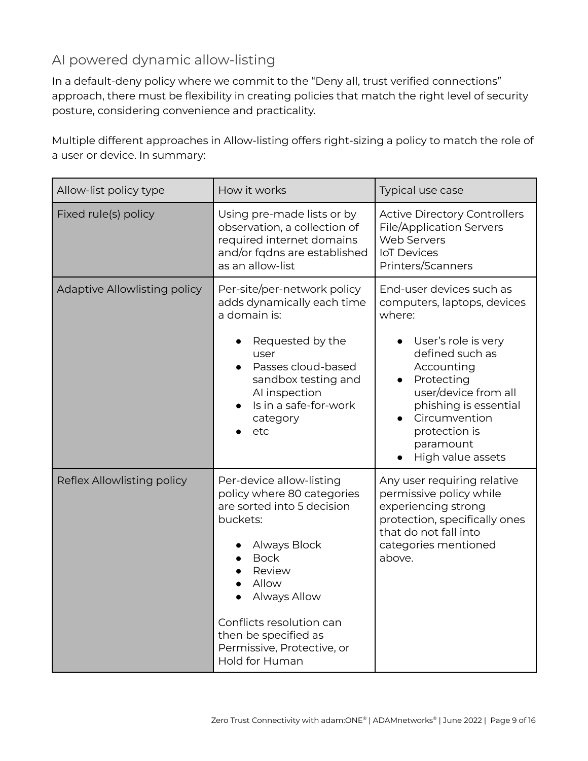## AI powered dynamic allow-listing

In a default-deny policy where we commit to the "Deny all, trust verified connections" approach, there must be flexibility in creating policies that match the right level of security posture, considering convenience and practicality.

Multiple different approaches in Allow-listing offers right-sizing a policy to match the role of a user or device. In summary:

| Allow-list policy type | How it works | Typical use case |
|---|---|---|
| Fixed rule(s) policy | Using pre-made lists or by observation, a collection of required internet domains and/or fqdns are established as an allow-list | Active Directory Controllers<br>File/Application Servers<br>Web Servers<br>IoT Devices<br>Printers/Scanners |
| Adaptive Allowlisting policy | Per-site/per-network policy adds dynamically each time a domain is:<br><br>• Requested by the user<br>• Passes cloud-based sandbox testing and AI inspection<br>• Is in a safe-for-work category<br>• etc | End-user devices such as computers, laptops, devices where:<br><br>• User's role is very defined such as Accounting<br>• Protecting user/device from all phishing is essential<br>• Circumvention protection is paramount<br>• High value assets |
| Reflex Allowlisting policy | Per-device allow-listing policy where 80 categories are sorted into 5 decision buckets:<br><br>• Always Block<br>• Bock<br>• Review<br>• Allow<br>• Always Allow<br><br>Conflicts resolution can then be specified as Permissive, Protective, or Hold for Human | Any user requiring relative permissive policy while experiencing strong protection, specifically ones that do not fall into categories mentioned above. |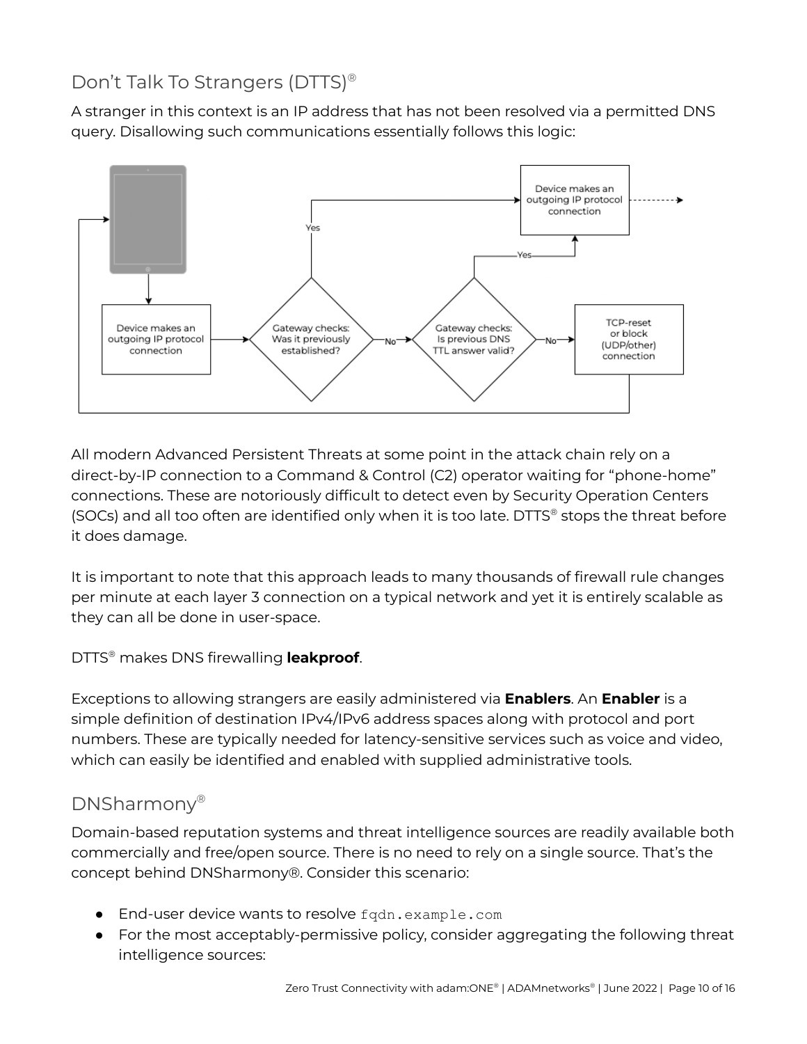## Don't Talk To Strangers (DTTS)®

A stranger in this context is an IP address that has not been resolved via a permitted DNS query. Disallowing such communications essentially follows this logic:

All modern Advanced Persistent Threats at some point in the attack chain rely on a direct-by-IP connection to a Command & Control (C2) operator waiting for "phone-home" connections. These are notoriously difficult to detect even by Security Operation Centers (SOCs) and all too often are identified only when it is too late. DTTS® stops the threat before it does damage.

It is important to note that this approach leads to many thousands of firewall rule changes per minute at each layer 3 connection on a typical network and yet it is entirely scalable as they can all be done in user-space.

DTTS® makes DNS firewalling **leakproof**.

Exceptions to allowing strangers are easily administered via **Enablers**. An **Enabler** is a simple definition of destination IPv4/IPv6 address spaces along with protocol and port numbers. These are typically needed for latency-sensitive services such as voice and video, which can easily be identified and enabled with supplied administrative tools.

## DNSharmony®

Domain-based reputation systems and threat intelligence sources are readily available both commercially and free/open source. There is no need to rely on a single source. That's the concept behind DNSharmony®. Consider this scenario:

- End-user device wants to resolve `fqdn.example.com`
- For the most acceptably-permissive policy, consider aggregating the following threat intelligence sources: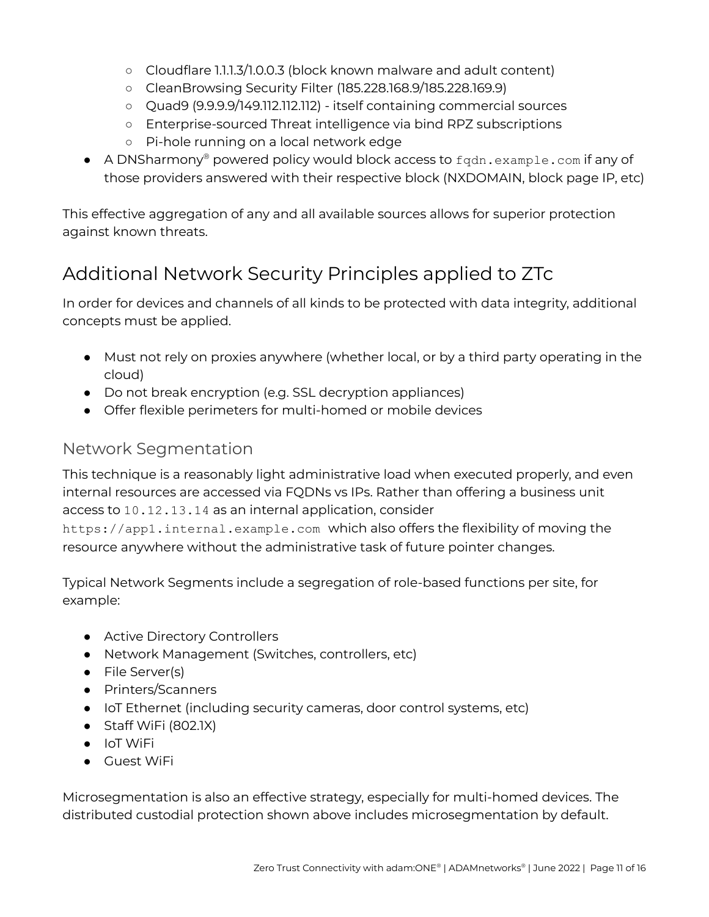- Cloudflare 1.1.1.3/1.0.0.3 (block known malware and adult content)
    - CleanBrowsing Security Filter (185.228.168.9/185.228.169.9)
    - Quad9 (9.9.9.9/149.112.112.112) - itself containing commercial sources
    - Enterprise-sourced Threat intelligence via bind RPZ subscriptions
    - Pi-hole running on a local network edge
- A DNSharmony® powered policy would block access to `fqdn.example.com` if any of those providers answered with their respective block (NXDOMAIN, block page IP, etc)

This effective aggregation of any and all available sources allows for superior protection against known threats.

# Additional Network Security Principles applied to ZTc

In order for devices and channels of all kinds to be protected with data integrity, additional concepts must be applied.

- Must not rely on proxies anywhere (whether local, or by a third party operating in the cloud)
- Do not break encryption (e.g. SSL decryption appliances)
- Offer flexible perimeters for multi-homed or mobile devices

## Network Segmentation

This technique is a reasonably light administrative load when executed properly, and even internal resources are accessed via FQDNs vs IPs. Rather than offering a business unit access to `10.12.13.14` as an internal application, consider `https://app1.internal.example.com` which also offers the flexibility of moving the resource anywhere without the administrative task of future pointer changes.

Typical Network Segments include a segregation of role-based functions per site, for example:

- Active Directory Controllers
- Network Management (Switches, controllers, etc)
- File Server(s)
- Printers/Scanners
- IoT Ethernet (including security cameras, door control systems, etc)
- Staff WiFi (802.1X)
- IoT WiFi
- Guest WiFi

Microsegmentation is also an effective strategy, especially for multi-homed devices. The distributed custodial protection shown above includes microsegmentation by default.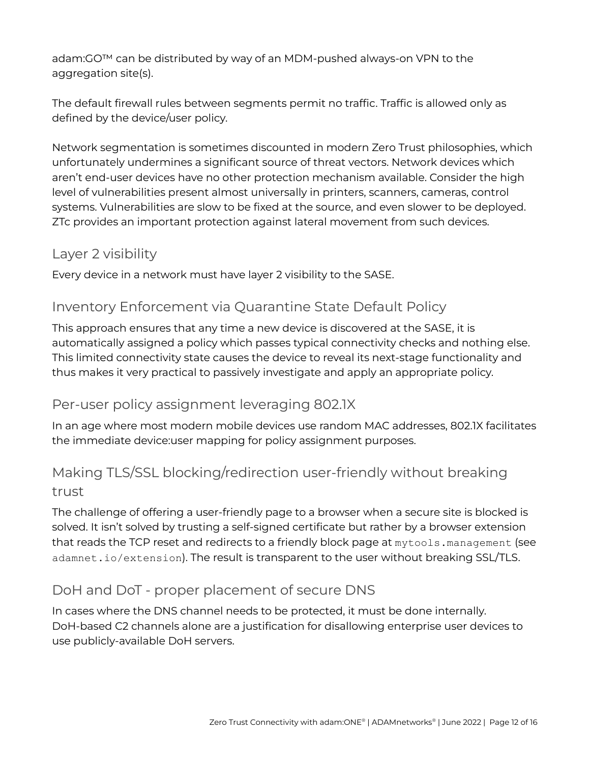adam:GO™ can be distributed by way of an MDM-pushed always-on VPN to the aggregation site(s).

The default firewall rules between segments permit no traffic. Traffic is allowed only as defined by the device/user policy.

Network segmentation is sometimes discounted in modern Zero Trust philosophies, which unfortunately undermines a significant source of threat vectors. Network devices which aren't end-user devices have no other protection mechanism available. Consider the high level of vulnerabilities present almost universally in printers, scanners, cameras, control systems. Vulnerabilities are slow to be fixed at the source, and even slower to be deployed. ZTc provides an important protection against lateral movement from such devices.

## Layer 2 visibility

Every device in a network must have layer 2 visibility to the SASE.

## Inventory Enforcement via Quarantine State Default Policy

This approach ensures that any time a new device is discovered at the SASE, it is automatically assigned a policy which passes typical connectivity checks and nothing else. This limited connectivity state causes the device to reveal its next-stage functionality and thus makes it very practical to passively investigate and apply an appropriate policy.

## Per-user policy assignment leveraging 802.1X

In an age where most modern mobile devices use random MAC addresses, 802.1X facilitates the immediate device:user mapping for policy assignment purposes.

## Making TLS/SSL blocking/redirection user-friendly without breaking trust

The challenge of offering a user-friendly page to a browser when a secure site is blocked is solved. It isn't solved by trusting a self-signed certificate but rather by a browser extension that reads the TCP reset and redirects to a friendly block page at `mytools.management` (see `adamnet.io/extension`). The result is transparent to the user without breaking SSL/TLS.

## DoH and DoT - proper placement of secure DNS

In cases where the DNS channel needs to be protected, it must be done internally. DoH-based C2 channels alone are a justification for disallowing enterprise user devices to use publicly-available DoH servers.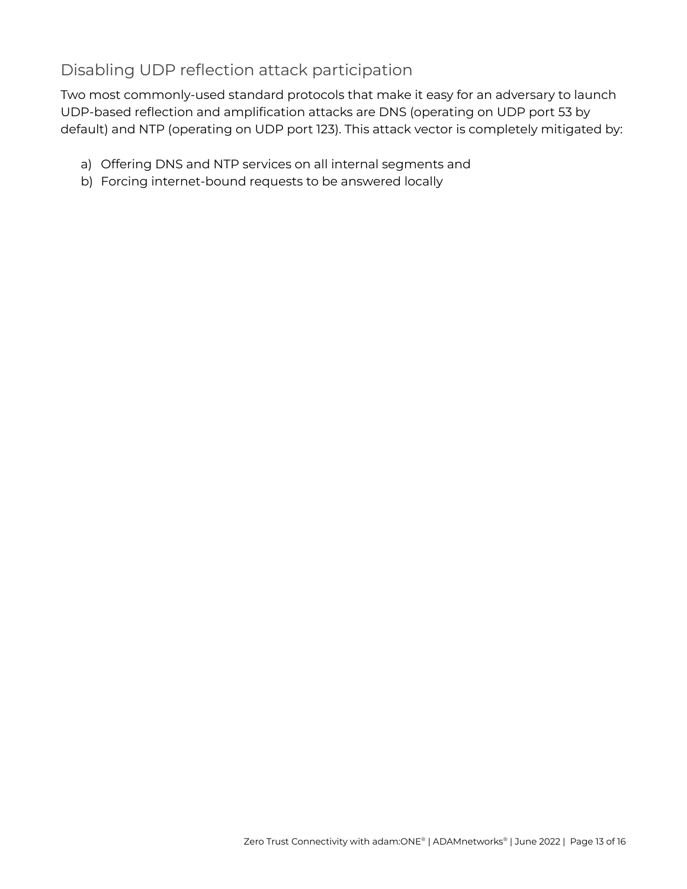## Disabling UDP reflection attack participation

Two most commonly-used standard protocols that make it easy for an adversary to launch UDP-based reflection and amplification attacks are DNS (operating on UDP port 53 by default) and NTP (operating on UDP port 123). This attack vector is completely mitigated by:

a) Offering DNS and NTP services on all internal segments and
b) Forcing internet-bound requests to be answered locally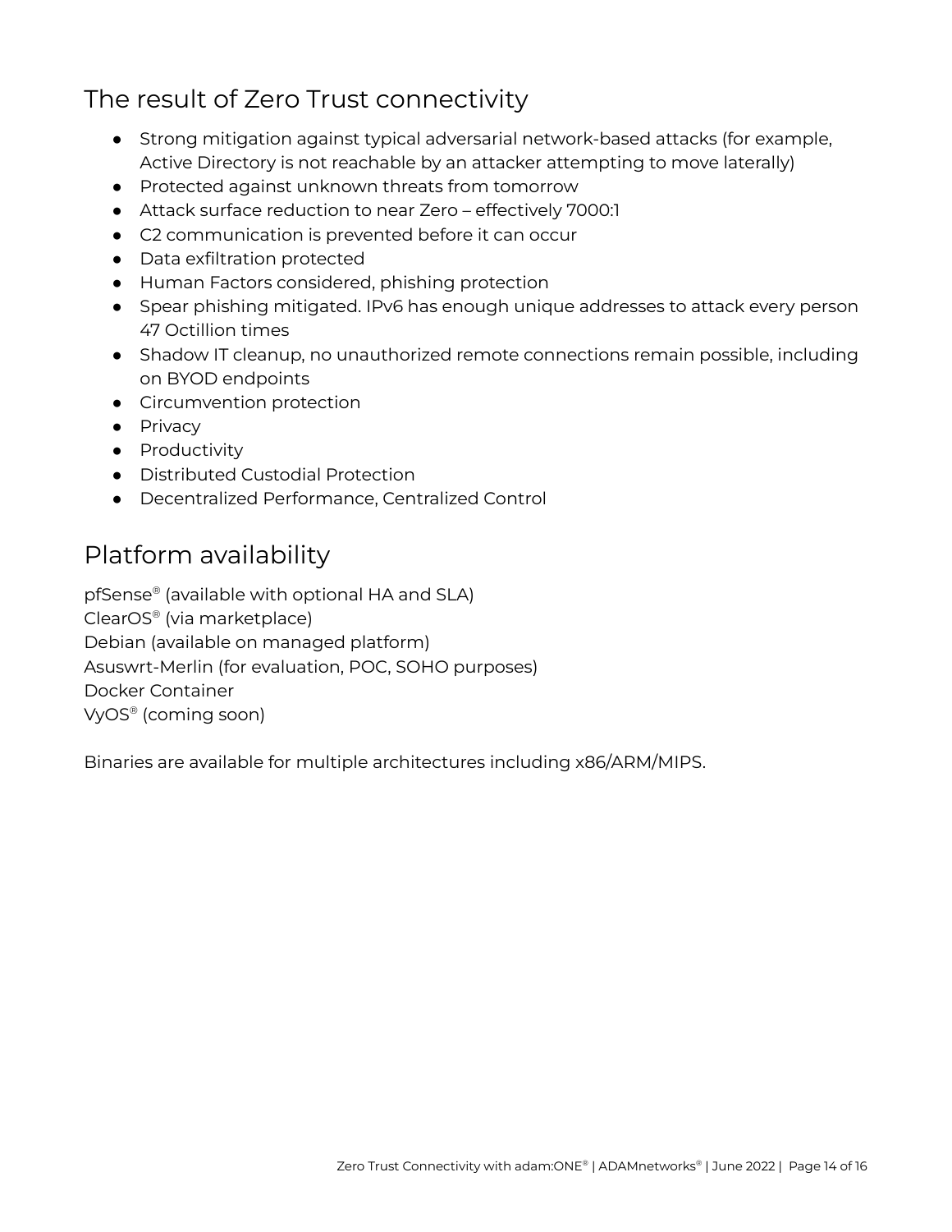## The result of Zero Trust connectivity

- Strong mitigation against typical adversarial network-based attacks (for example, Active Directory is not reachable by an attacker attempting to move laterally)
- Protected against unknown threats from tomorrow
- Attack surface reduction to near Zero – effectively 7000:1
- C2 communication is prevented before it can occur
- Data exfiltration protected
- Human Factors considered, phishing protection
- Spear phishing mitigated. IPv6 has enough unique addresses to attack every person 47 Octillion times
- Shadow IT cleanup, no unauthorized remote connections remain possible, including on BYOD endpoints
- Circumvention protection
- Privacy
- Productivity
- Distributed Custodial Protection
- Decentralized Performance, Centralized Control

## Platform availability

pfSense® (available with optional HA and SLA)
ClearOS® (via marketplace)
Debian (available on managed platform)
Asuswrt-Merlin (for evaluation, POC, SOHO purposes)
Docker Container
VyOS® (coming soon)

Binaries are available for multiple architectures including x86/ARM/MIPS.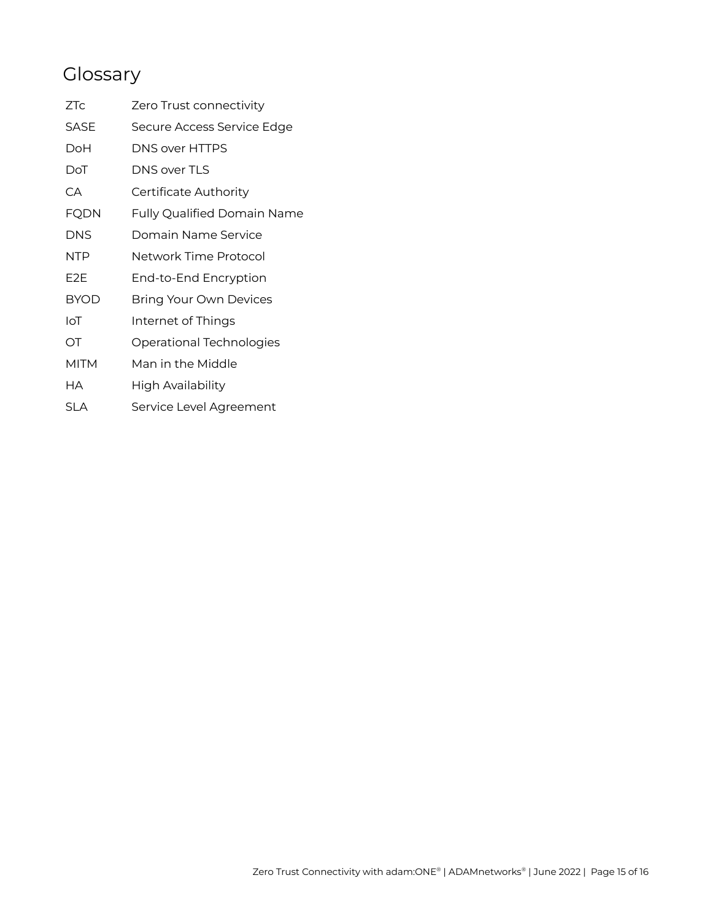# Glossary

| | |
|---|---|
| ZTc | Zero Trust connectivity |
| SASE | Secure Access Service Edge |
| DoH | DNS over HTTPS |
| DoT | DNS over TLS |
| CA | Certificate Authority |
| FQDN | Fully Qualified Domain Name |
| DNS | Domain Name Service |
| NTP | Network Time Protocol |
| E2E | End-to-End Encryption |
| BYOD | Bring Your Own Devices |
| IoT | Internet of Things |
| OT | Operational Technologies |
| MITM | Man in the Middle |
| HA | High Availability |
| SLA | Service Level Agreement |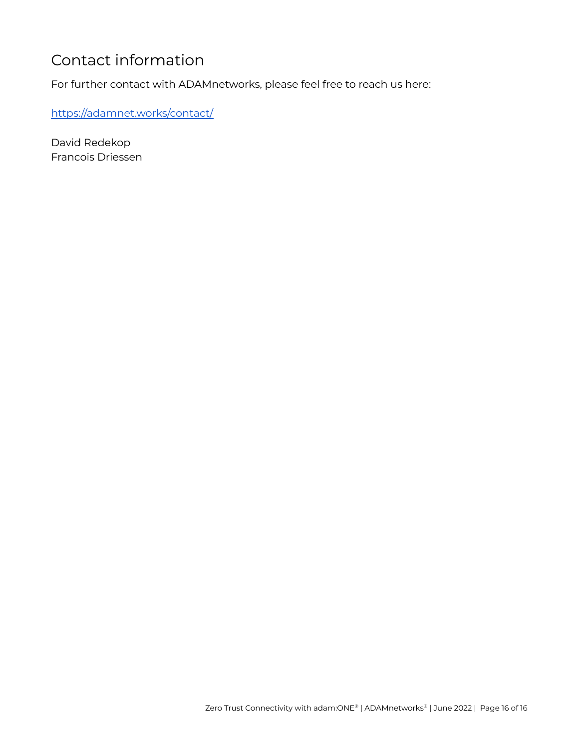## Contact information

For further contact with ADAMnetworks, please feel free to reach us here:

https://adamnet.works/contact/

David Redekop
Francois Driessen